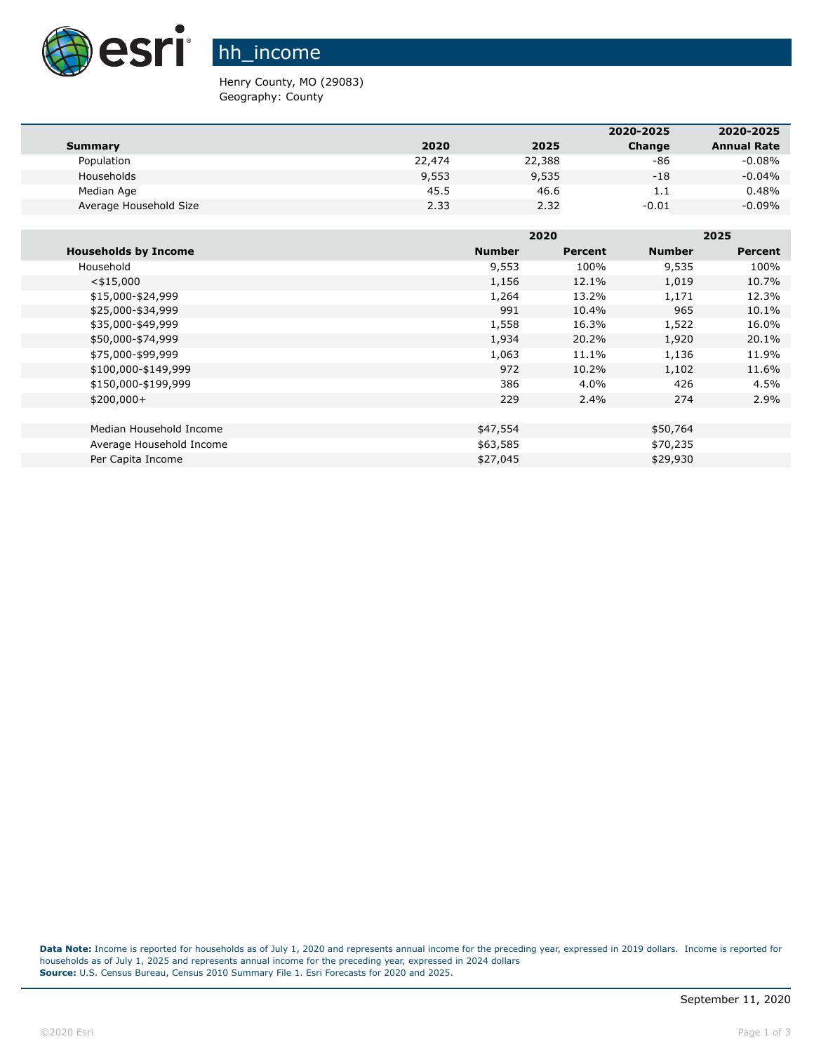# hh_income

Henry County, MO (29083)
Geography: County

| Summary | 2020 | 2025 | 2020-2025 Change | 2020-2025 Annual Rate |
|---|---|---|---|---|
| Population | 22,474 | 22,388 | -86 | -0.08% |
| Households | 9,553 | 9,535 | -18 | -0.04% |
| Median Age | 45.5 | 46.6 | 1.1 | 0.48% |
| Average Household Size | 2.33 | 2.32 | -0.01 | -0.09% |

| | 2020 | | 2025 | |
|---|---|---|---|---|
| Households by Income | Number | Percent | Number | Percent |
| Household | 9,553 | 100% | 9,535 | 100% |
| <$15,000 | 1,156 | 12.1% | 1,019 | 10.7% |
| $15,000-$24,999 | 1,264 | 13.2% | 1,171 | 12.3% |
| $25,000-$34,999 | 991 | 10.4% | 965 | 10.1% |
| $35,000-$49,999 | 1,558 | 16.3% | 1,522 | 16.0% |
| $50,000-$74,999 | 1,934 | 20.2% | 1,920 | 20.1% |
| $75,000-$99,999 | 1,063 | 11.1% | 1,136 | 11.9% |
| $100,000-$149,999 | 972 | 10.2% | 1,102 | 11.6% |
| $150,000-$199,999 | 386 | 4.0% | 426 | 4.5% |
| $200,000+ | 229 | 2.4% | 274 | 2.9% |
| | | | | |
| Median Household Income | $47,554 | | $50,764 | |
| Average Household Income | $63,585 | | $70,235 | |
| Per Capita Income | $27,045 | | $29,930 | |

**Data Note:** Income is reported for households as of July 1, 2020 and represents annual income for the preceding year, expressed in 2019 dollars. Income is reported for households as of July 1, 2025 and represents annual income for the preceding year, expressed in 2024 dollars
**Source:** U.S. Census Bureau, Census 2010 Summary File 1. Esri Forecasts for 2020 and 2025.

September 11, 2020

©2020 Esri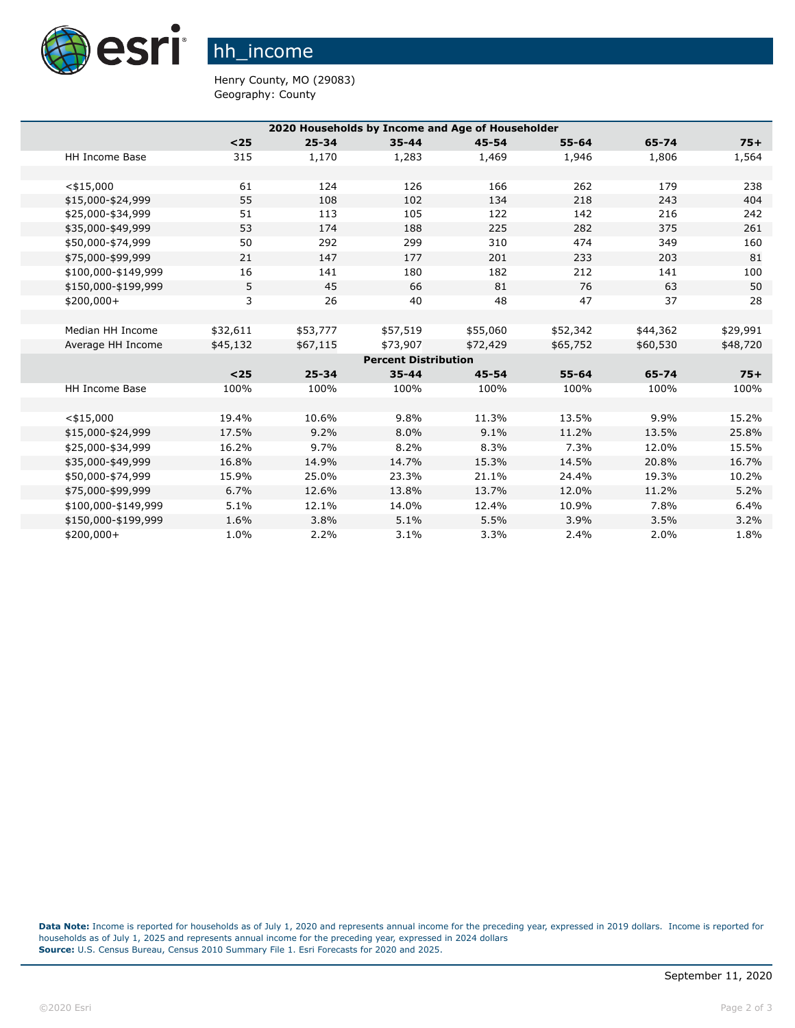# hh_income

Henry County, MO (29083)
Geography: County

| 2020 Households by Income and Age of Householder | | | | | | | |
|---|---|---|---|---|---|---|---|
| | **<25** | **25-34** | **35-44** | **45-54** | **55-64** | **65-74** | **75+** |
| HH Income Base | 315 | 1,170 | 1,283 | 1,469 | 1,946 | 1,806 | 1,564 |
| | | | | | | | |
| <$15,000 | 61 | 124 | 126 | 166 | 262 | 179 | 238 |
| $15,000-$24,999 | 55 | 108 | 102 | 134 | 218 | 243 | 404 |
| $25,000-$34,999 | 51 | 113 | 105 | 122 | 142 | 216 | 242 |
| $35,000-$49,999 | 53 | 174 | 188 | 225 | 282 | 375 | 261 |
| $50,000-$74,999 | 50 | 292 | 299 | 310 | 474 | 349 | 160 |
| $75,000-$99,999 | 21 | 147 | 177 | 201 | 233 | 203 | 81 |
| $100,000-$149,999 | 16 | 141 | 180 | 182 | 212 | 141 | 100 |
| $150,000-$199,999 | 5 | 45 | 66 | 81 | 76 | 63 | 50 |
| $200,000+ | 3 | 26 | 40 | 48 | 47 | 37 | 28 |
| | | | | | | | |
| Median HH Income | $32,611 | $53,777 | $57,519 | $55,060 | $52,342 | $44,362 | $29,991 |
| Average HH Income | $45,132 | $67,115 | $73,907 | $72,429 | $65,752 | $60,530 | $48,720 |
| **Percent Distribution** | | | | | | | |
| | **<25** | **25-34** | **35-44** | **45-54** | **55-64** | **65-74** | **75+** |
| HH Income Base | 100% | 100% | 100% | 100% | 100% | 100% | 100% |
| | | | | | | | |
| <$15,000 | 19.4% | 10.6% | 9.8% | 11.3% | 13.5% | 9.9% | 15.2% |
| $15,000-$24,999 | 17.5% | 9.2% | 8.0% | 9.1% | 11.2% | 13.5% | 25.8% |
| $25,000-$34,999 | 16.2% | 9.7% | 8.2% | 8.3% | 7.3% | 12.0% | 15.5% |
| $35,000-$49,999 | 16.8% | 14.9% | 14.7% | 15.3% | 14.5% | 20.8% | 16.7% |
| $50,000-$74,999 | 15.9% | 25.0% | 23.3% | 21.1% | 24.4% | 19.3% | 10.2% |
| $75,000-$99,999 | 6.7% | 12.6% | 13.8% | 13.7% | 12.0% | 11.2% | 5.2% |
| $100,000-$149,999 | 5.1% | 12.1% | 14.0% | 12.4% | 10.9% | 7.8% | 6.4% |
| $150,000-$199,999 | 1.6% | 3.8% | 5.1% | 5.5% | 3.9% | 3.5% | 3.2% |
| $200,000+ | 1.0% | 2.2% | 3.1% | 3.3% | 2.4% | 2.0% | 1.8% |

**Data Note:** Income is reported for households as of July 1, 2020 and represents annual income for the preceding year, expressed in 2019 dollars. Income is reported for households as of July 1, 2025 and represents annual income for the preceding year, expressed in 2024 dollars
**Source:** U.S. Census Bureau, Census 2010 Summary File 1. Esri Forecasts for 2020 and 2025.

September 11, 2020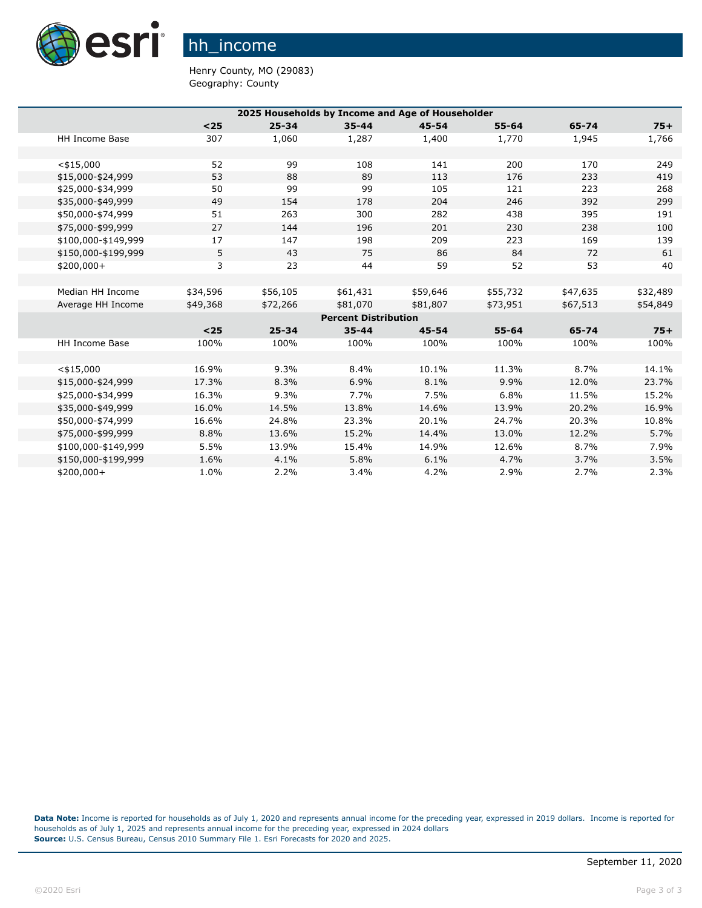# hh_income

Henry County, MO (29083)
Geography: County

| 2025 Households by Income and Age of Householder | | | | | | | |
|---|---|---|---|---|---|---|---|
| | **<25** | **25-34** | **35-44** | **45-54** | **55-64** | **65-74** | **75+** |
| HH Income Base | 307 | 1,060 | 1,287 | 1,400 | 1,770 | 1,945 | 1,766 |
| | | | | | | | |
| <$15,000 | 52 | 99 | 108 | 141 | 200 | 170 | 249 |
| $15,000-$24,999 | 53 | 88 | 89 | 113 | 176 | 233 | 419 |
| $25,000-$34,999 | 50 | 99 | 99 | 105 | 121 | 223 | 268 |
| $35,000-$49,999 | 49 | 154 | 178 | 204 | 246 | 392 | 299 |
| $50,000-$74,999 | 51 | 263 | 300 | 282 | 438 | 395 | 191 |
| $75,000-$99,999 | 27 | 144 | 196 | 201 | 230 | 238 | 100 |
| $100,000-$149,999 | 17 | 147 | 198 | 209 | 223 | 169 | 139 |
| $150,000-$199,999 | 5 | 43 | 75 | 86 | 84 | 72 | 61 |
| $200,000+ | 3 | 23 | 44 | 59 | 52 | 53 | 40 |
| | | | | | | | |
| Median HH Income | $34,596 | $56,105 | $61,431 | $59,646 | $55,732 | $47,635 | $32,489 |
| Average HH Income | $49,368 | $72,266 | $81,070 | $81,807 | $73,951 | $67,513 | $54,849 |
| **Percent Distribution** | | | | | | | |
| | **<25** | **25-34** | **35-44** | **45-54** | **55-64** | **65-74** | **75+** |
| HH Income Base | 100% | 100% | 100% | 100% | 100% | 100% | 100% |
| | | | | | | | |
| <$15,000 | 16.9% | 9.3% | 8.4% | 10.1% | 11.3% | 8.7% | 14.1% |
| $15,000-$24,999 | 17.3% | 8.3% | 6.9% | 8.1% | 9.9% | 12.0% | 23.7% |
| $25,000-$34,999 | 16.3% | 9.3% | 7.7% | 7.5% | 6.8% | 11.5% | 15.2% |
| $35,000-$49,999 | 16.0% | 14.5% | 13.8% | 14.6% | 13.9% | 20.2% | 16.9% |
| $50,000-$74,999 | 16.6% | 24.8% | 23.3% | 20.1% | 24.7% | 20.3% | 10.8% |
| $75,000-$99,999 | 8.8% | 13.6% | 15.2% | 14.4% | 13.0% | 12.2% | 5.7% |
| $100,000-$149,999 | 5.5% | 13.9% | 15.4% | 14.9% | 12.6% | 8.7% | 7.9% |
| $150,000-$199,999 | 1.6% | 4.1% | 5.8% | 6.1% | 4.7% | 3.7% | 3.5% |
| $200,000+ | 1.0% | 2.2% | 3.4% | 4.2% | 2.9% | 2.7% | 2.3% |

**Data Note:** Income is reported for households as of July 1, 2020 and represents annual income for the preceding year, expressed in 2019 dollars. Income is reported for households as of July 1, 2025 and represents annual income for the preceding year, expressed in 2024 dollars
**Source:** U.S. Census Bureau, Census 2010 Summary File 1. Esri Forecasts for 2020 and 2025.

September 11, 2020

©2020 Esri